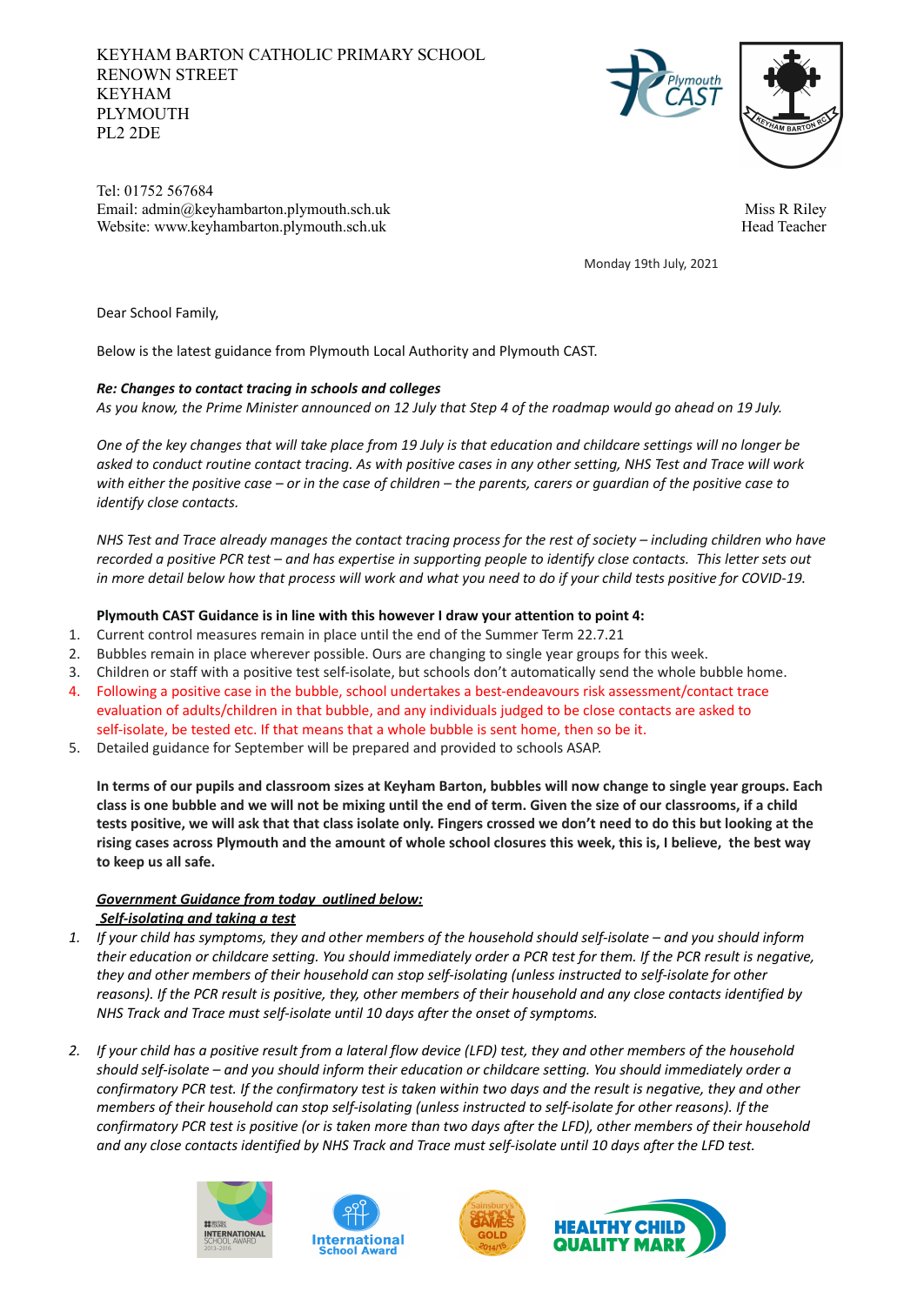KEYHAM BARTON CATHOLIC PRIMARY SCHOOL
RENOWN STREET
KEYHAM
PLYMOUTH
PL2 2DE

Tel: 01752 567684
Email: admin@keyhambarton.plymouth.sch.uk
Website: www.keyhambarton.plymouth.sch.uk

Miss R Riley
Head Teacher

Monday 19th July, 2021

Dear School Family,

Below is the latest guidance from Plymouth Local Authority and Plymouth CAST.

***Re: Changes to contact tracing in schools and colleges***
*As you know, the Prime Minister announced on 12 July that Step 4 of the roadmap would go ahead on 19 July.*

*One of the key changes that will take place from 19 July is that education and childcare settings will no longer be asked to conduct routine contact tracing. As with positive cases in any other setting, NHS Test and Trace will work with either the positive case – or in the case of children – the parents, carers or guardian of the positive case to identify close contacts.*

*NHS Test and Trace already manages the contact tracing process for the rest of society – including children who have recorded a positive PCR test – and has expertise in supporting people to identify close contacts. This letter sets out in more detail below how that process will work and what you need to do if your child tests positive for COVID-19.*

**Plymouth CAST Guidance is in line with this however I draw your attention to point 4:**

1. Current control measures remain in place until the end of the Summer Term 22.7.21
2. Bubbles remain in place wherever possible. Ours are changing to single year groups for this week.
3. Children or staff with a positive test self-isolate, but schools don't automatically send the whole bubble home.
4. Following a positive case in the bubble, school undertakes a best-endeavours risk assessment/contact trace evaluation of adults/children in that bubble, and any individuals judged to be close contacts are asked to self-isolate, be tested etc. If that means that a whole bubble is sent home, then so be it.
5. Detailed guidance for September will be prepared and provided to schools ASAP.

**In terms of our pupils and classroom sizes at Keyham Barton, bubbles will now change to single year groups. Each class is one bubble and we will not be mixing until the end of term. Given the size of our classrooms, if a child tests positive, we will ask that that class isolate only. Fingers crossed we don't need to do this but looking at the rising cases across Plymouth and the amount of whole school closures this week, this is, I believe, the best way to keep us all safe.**

***<u>Government Guidance from today outlined below:</u>***
***<u>Self-isolating and taking a test</u>***

1. *If your child has symptoms, they and other members of the household should self-isolate – and you should inform their education or childcare setting. You should immediately order a PCR test for them. If the PCR result is negative, they and other members of their household can stop self-isolating (unless instructed to self-isolate for other reasons). If the PCR result is positive, they, other members of their household and any close contacts identified by NHS Track and Trace must self-isolate until 10 days after the onset of symptoms.*

2. *If your child has a positive result from a lateral flow device (LFD) test, they and other members of the household should self-isolate – and you should inform their education or childcare setting. You should immediately order a confirmatory PCR test. If the confirmatory test is taken within two days and the result is negative, they and other members of their household can stop self-isolating (unless instructed to self-isolate for other reasons). If the confirmatory PCR test is positive (or is taken more than two days after the LFD), other members of their household and any close contacts identified by NHS Track and Trace must self-isolate until 10 days after the LFD test.*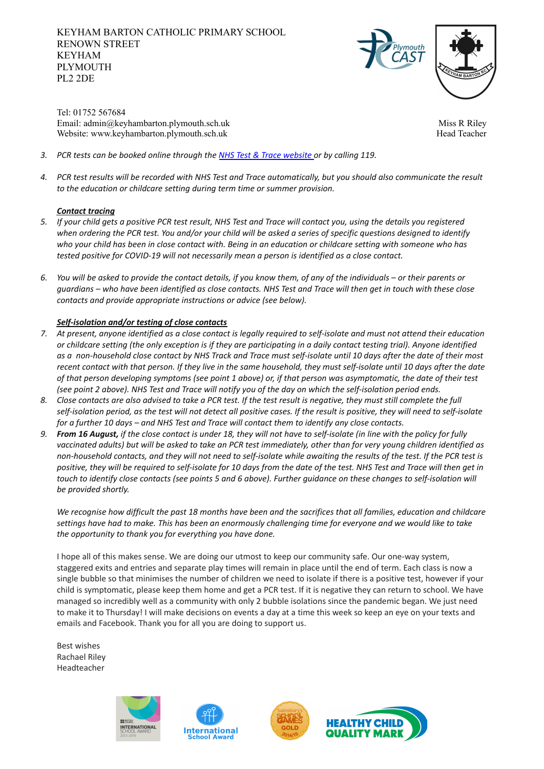KEYHAM BARTON CATHOLIC PRIMARY SCHOOL
RENOWN STREET
KEYHAM
PLYMOUTH
PL2 2DE

Tel: 01752 567684
Email: admin@keyhambarton.plymouth.sch.uk
Website: www.keyhambarton.plymouth.sch.uk

Miss R Riley
Head Teacher

3. *PCR tests can be booked online through the [NHS Test & Trace website](#) or by calling 119.*

4. *PCR test results will be recorded with NHS Test and Trace automatically, but you should also communicate the result to the education or childcare setting during term time or summer provision.*

***Contact tracing***

5. *If your child gets a positive PCR test result, NHS Test and Trace will contact you, using the details you registered when ordering the PCR test. You and/or your child will be asked a series of specific questions designed to identify who your child has been in close contact with. Being in an education or childcare setting with someone who has tested positive for COVID-19 will not necessarily mean a person is identified as a close contact.*

6. *You will be asked to provide the contact details, if you know them, of any of the individuals – or their parents or guardians – who have been identified as close contacts. NHS Test and Trace will then get in touch with these close contacts and provide appropriate instructions or advice (see below).*

***Self-isolation and/or testing of close contacts***

7. *At present, anyone identified as a close contact is legally required to self-isolate and must not attend their education or childcare setting (the only exception is if they are participating in a daily contact testing trial). Anyone identified as a non-household close contact by NHS Track and Trace must self-isolate until 10 days after the date of their most recent contact with that person. If they live in the same household, they must self-isolate until 10 days after the date of that person developing symptoms (see point 1 above) or, if that person was asymptomatic, the date of their test (see point 2 above). NHS Test and Trace will notify you of the day on which the self-isolation period ends.*
8. *Close contacts are also advised to take a PCR test. If the test result is negative, they must still complete the full self-isolation period, as the test will not detect all positive cases. If the result is positive, they will need to self-isolate for a further 10 days – and NHS Test and Trace will contact them to identify any close contacts.*
9. ***From 16 August,** if the close contact is under 18, they will not have to self-isolate (in line with the policy for fully vaccinated adults) but will be asked to take an PCR test immediately, other than for very young children identified as non-household contacts, and they will not need to self-isolate while awaiting the results of the test. If the PCR test is positive, they will be required to self-isolate for 10 days from the date of the test. NHS Test and Trace will then get in touch to identify close contacts (see points 5 and 6 above). Further guidance on these changes to self-isolation will be provided shortly.*

*We recognise how difficult the past 18 months have been and the sacrifices that all families, education and childcare settings have had to make. This has been an enormously challenging time for everyone and we would like to take the opportunity to thank you for everything you have done.*

I hope all of this makes sense. We are doing our utmost to keep our community safe. Our one-way system, staggered exits and entries and separate play times will remain in place until the end of term. Each class is now a single bubble so that minimises the number of children we need to isolate if there is a positive test, however if your child is symptomatic, please keep them home and get a PCR test. If it is negative they can return to school. We have managed so incredibly well as a community with only 2 bubble isolations since the pandemic began. We just need to make it to Thursday! I will make decisions on events a day at a time this week so keep an eye on your texts and emails and Facebook. Thank you for all you are doing to support us.

Best wishes
Rachael Riley
Headteacher